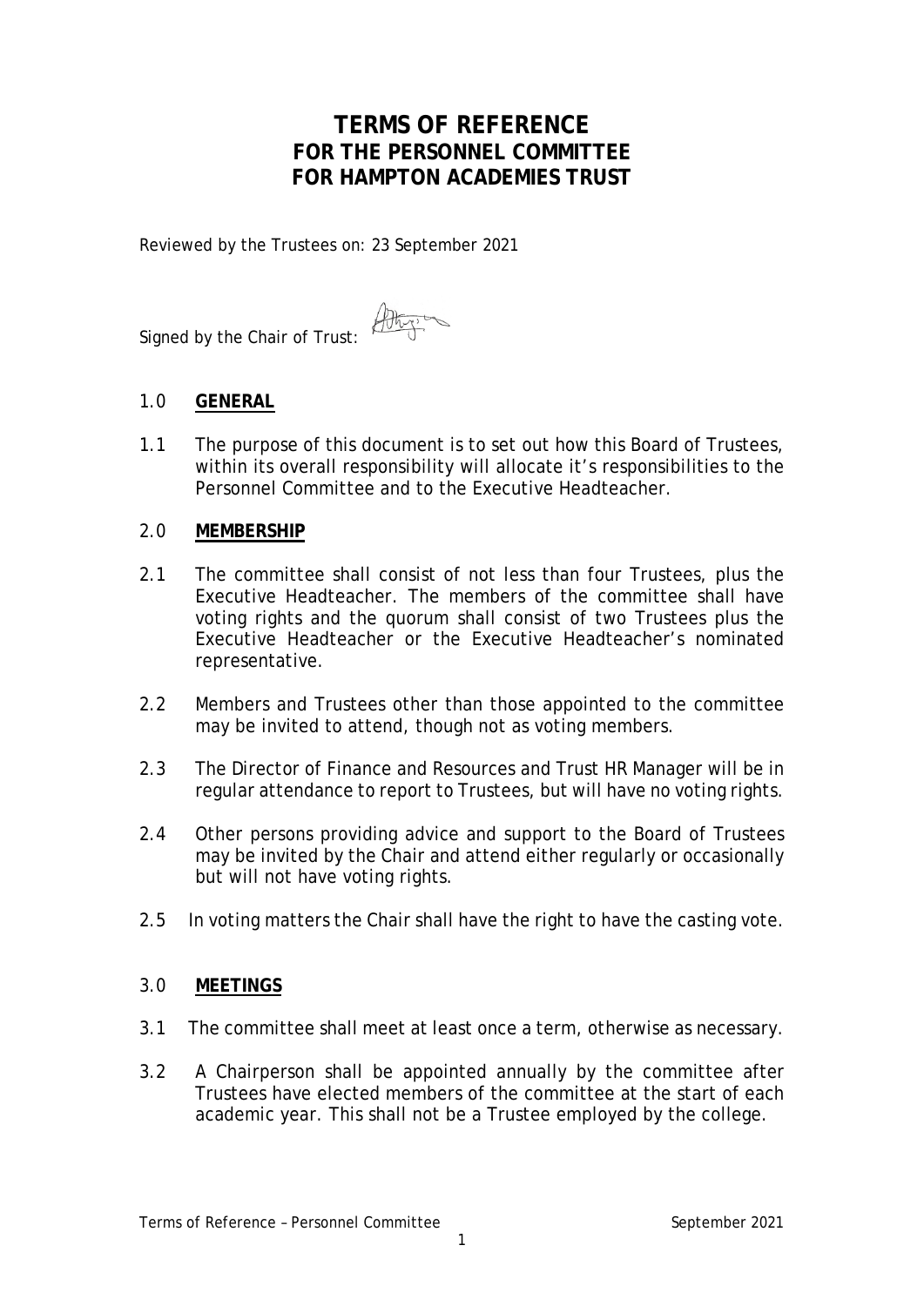# TERMS OF REFERENCE
## FOR THE PERSONNEL COMMITTEE
## FOR HAMPTON ACADEMIES TRUST

Reviewed by the Trustees on: 23 September 2021

Signed by the Chair of Trust:

1.0 **GENERAL**

1.1 The purpose of this document is to set out how this Board of Trustees, within its overall responsibility will allocate it's responsibilities to the Personnel Committee and to the Executive Headteacher.

2.0 **MEMBERSHIP**

2.1 The committee shall consist of not less than four Trustees, plus the Executive Headteacher. The members of the committee shall have voting rights and the quorum shall consist of two Trustees plus the Executive Headteacher or the Executive Headteacher's nominated representative.

2.2 Members and Trustees other than those appointed to the committee may be invited to attend, though not as voting members.

2.3 The Director of Finance and Resources and Trust HR Manager will be in regular attendance to report to Trustees, but will have no voting rights.

2.4 Other persons providing advice and support to the Board of Trustees may be invited by the Chair and attend either regularly or occasionally but will not have voting rights.

2.5 In voting matters the Chair shall have the right to have the casting vote.

3.0 **MEETINGS**

3.1 The committee shall meet at least once a term, otherwise as necessary.

3.2 A Chairperson shall be appointed annually by the committee after Trustees have elected members of the committee at the start of each academic year. This shall not be a Trustee employed by the college.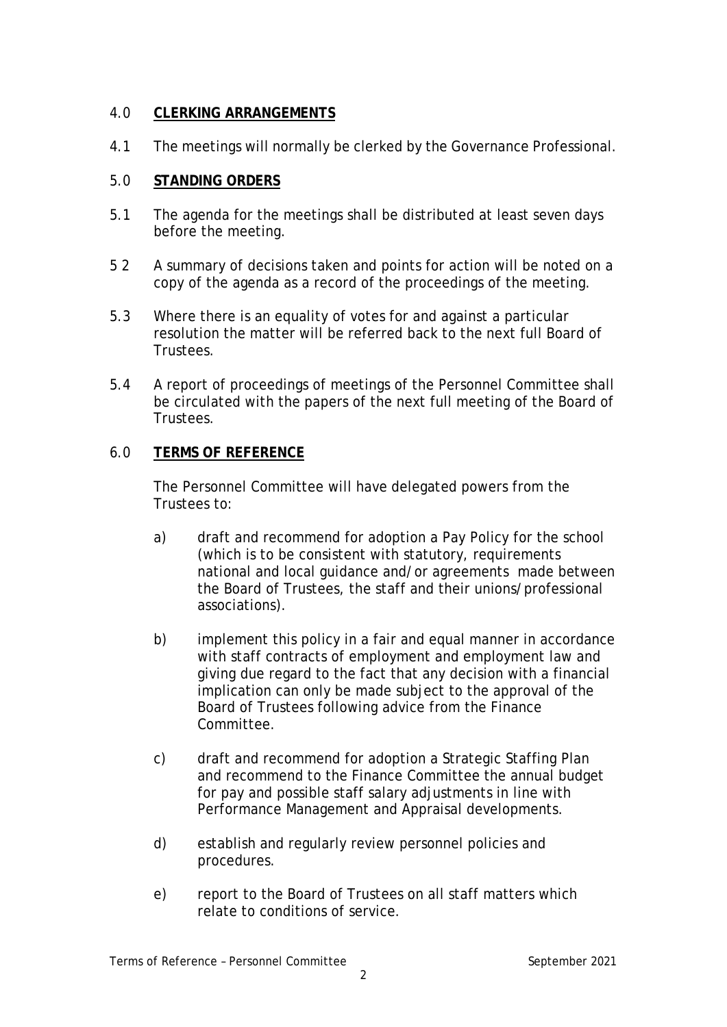## 4.0 **<u>CLERKING ARRANGEMENTS</u>**

4.1 The meetings will normally be clerked by the Governance Professional.

## 5.0 **<u>STANDING ORDERS</u>**

5.1 The agenda for the meetings shall be distributed at least seven days before the meeting.

5 2 A summary of decisions taken and points for action will be noted on a copy of the agenda as a record of the proceedings of the meeting.

5.3 Where there is an equality of votes for and against a particular resolution the matter will be referred back to the next full Board of Trustees.

5.4 A report of proceedings of meetings of the Personnel Committee shall be circulated with the papers of the next full meeting of the Board of Trustees.

## 6.0 **<u>TERMS OF REFERENCE</u>**

The Personnel Committee will have delegated powers from the Trustees to:

a) draft and recommend for adoption a Pay Policy for the school (which is to be consistent with statutory, requirements national and local guidance and/or agreements made between the Board of Trustees, the staff and their unions/professional associations).

b) implement this policy in a fair and equal manner in accordance with staff contracts of employment and employment law and giving due regard to the fact that any decision with a financial implication can only be made subject to the approval of the Board of Trustees following advice from the Finance Committee.

c) draft and recommend for adoption a Strategic Staffing Plan and recommend to the Finance Committee the annual budget for pay and possible staff salary adjustments in line with Performance Management and Appraisal developments.

d) establish and regularly review personnel policies and procedures.

e) report to the Board of Trustees on all staff matters which relate to conditions of service.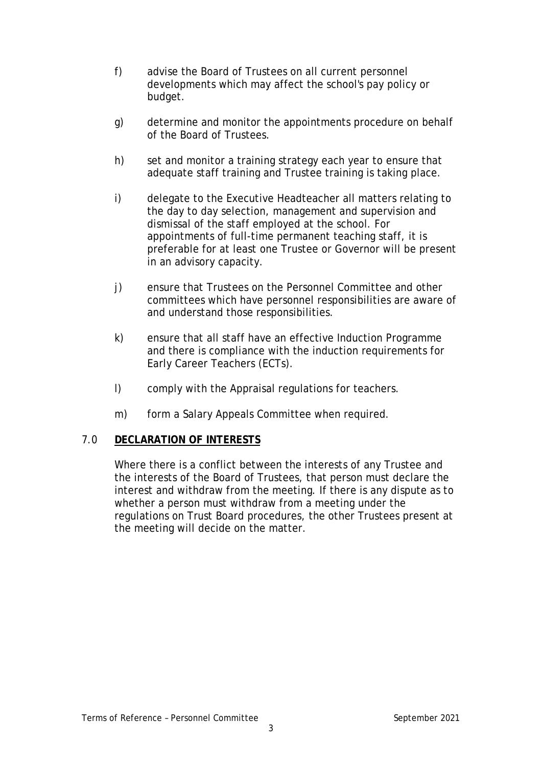f) advise the Board of Trustees on all current personnel developments which may affect the school's pay policy or budget.

g) determine and monitor the appointments procedure on behalf of the Board of Trustees.

h) set and monitor a training strategy each year to ensure that adequate staff training and Trustee training is taking place.

i) delegate to the Executive Headteacher all matters relating to the day to day selection, management and supervision and dismissal of the staff employed at the school. For appointments of full-time permanent teaching staff, it is preferable for at least one Trustee or Governor will be present in an advisory capacity.

j) ensure that Trustees on the Personnel Committee and other committees which have personnel responsibilities are aware of and understand those responsibilities.

k) ensure that all staff have an effective Induction Programme and there is compliance with the induction requirements for Early Career Teachers (ECTs).

l) comply with the Appraisal regulations for teachers.

m) form a Salary Appeals Committee when required.

## 7.0 DECLARATION OF INTERESTS

Where there is a conflict between the interests of any Trustee and the interests of the Board of Trustees, that person must declare the interest and withdraw from the meeting. If there is any dispute as to whether a person must withdraw from a meeting under the regulations on Trust Board procedures, the other Trustees present at the meeting will decide on the matter.